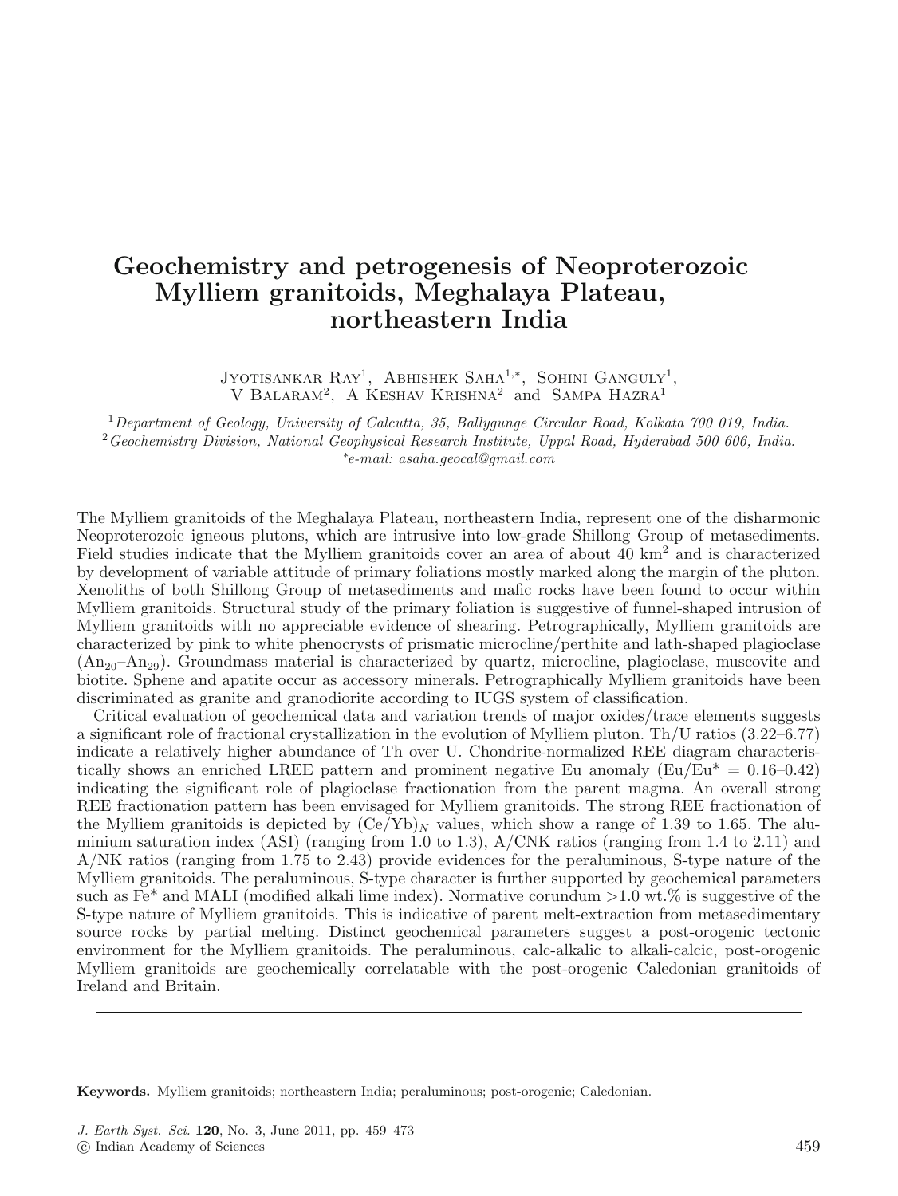# Geochemistry and petrogenesis of Neoproterozoic Mylliem granitoids, Meghalaya Plateau, northeastern India

Jyotisankar Ray[1], Abhishek Saha[1,*], Sohini Ganguly[1], V Balaram[2], A Keshav Krishna[2] and Sampa Hazra[1]

[1] *Department of Geology, University of Calcutta, 35, Ballygunge Circular Road, Kolkata 700 019, India.*
[2] *Geochemistry Division, National Geophysical Research Institute, Uppal Road, Hyderabad 500 606, India.*
*\*e-mail: asaha.geocal@gmail.com*

The Mylliem granitoids of the Meghalaya Plateau, northeastern India, represent one of the disharmonic Neoproterozoic igneous plutons, which are intrusive into low-grade Shillong Group of metasediments. Field studies indicate that the Mylliem granitoids cover an area of about 40 km$^2$ and is characterized by development of variable attitude of primary foliations mostly marked along the margin of the pluton. Xenoliths of both Shillong Group of metasediments and mafic rocks have been found to occur within Mylliem granitoids. Structural study of the primary foliation is suggestive of funnel-shaped intrusion of Mylliem granitoids with no appreciable evidence of shearing. Petrographically, Mylliem granitoids are characterized by pink to white phenocrysts of prismatic microcline/perthite and lath-shaped plagioclase ($An_{20}$–$An_{29}$). Groundmass material is characterized by quartz, microcline, plagioclase, muscovite and biotite. Sphene and apatite occur as accessory minerals. Petrographically Mylliem granitoids have been discriminated as granite and granodiorite according to IUGS system of classification.

Critical evaluation of geochemical data and variation trends of major oxides/trace elements suggests a significant role of fractional crystallization in the evolution of Mylliem pluton. Th/U ratios (3.22–6.77) indicate a relatively higher abundance of Th over U. Chondrite-normalized REE diagram characteristically shows an enriched LREE pattern and prominent negative Eu anomaly (Eu/Eu* = 0.16–0.42) indicating the significant role of plagioclase fractionation from the parent magma. An overall strong REE fractionation pattern has been envisaged for Mylliem granitoids. The strong REE fractionation of the Mylliem granitoids is depicted by $(Ce/Yb)_N$ values, which show a range of 1.39 to 1.65. The aluminium saturation index (ASI) (ranging from 1.0 to 1.3), A/CNK ratios (ranging from 1.4 to 2.11) and A/NK ratios (ranging from 1.75 to 2.43) provide evidences for the peraluminous, S-type nature of the Mylliem granitoids. The peraluminous, S-type character is further supported by geochemical parameters such as Fe* and MALI (modified alkali lime index). Normative corundum >1.0 wt.% is suggestive of the S-type nature of Mylliem granitoids. This is indicative of parent melt-extraction from metasedimentary source rocks by partial melting. Distinct geochemical parameters suggest a post-orogenic tectonic environment for the Mylliem granitoids. The peraluminous, calc-alkalic to alkali-calcic, post-orogenic Mylliem granitoids are geochemically correlatable with the post-orogenic Caledonian granitoids of Ireland and Britain.

---

**Keywords.** Mylliem granitoids; northeastern India; peraluminous; post-orogenic; Caledonian.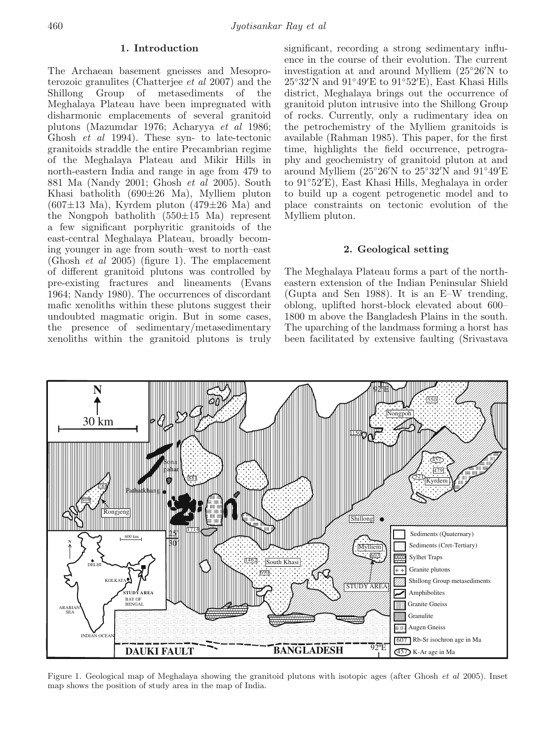## 1. Introduction

The Archaean basement gneisses and Mesoproterozoic granulites (Chatterjee *et al* 2007) and the Shillong Group of metasediments of the Meghalaya Plateau have been impregnated with disharmonic emplacements of several granitoid plutons (Mazumdar 1976; Acharyya *et al* 1986; Ghosh *et al* 1994). These syn- to late-tectonic granitoids straddle the entire Precambrian regime of the Meghalaya Plateau and Mikir Hills in north-eastern India and range in age from 479 to 881 Ma (Nandy 2001; Ghosh *et al* 2005). South Khasi batholith (690±26 Ma), Mylliem pluton (607±13 Ma), Kyrdem pluton (479±26 Ma) and the Nongpoh batholith (550±15 Ma) represent a few significant porphyritic granitoids of the east-central Meghalaya Plateau, broadly becoming younger in age from south–west to north–east (Ghosh *et al* 2005) (figure 1). The emplacement of different granitoid plutons was controlled by pre-existing fractures and lineaments (Evans 1964; Nandy 1980). The occurrences of discordant mafic xenoliths within these plutons suggest their undoubted magmatic origin. But in some cases, the presence of sedimentary/metasedimentary xenoliths within the granitoid plutons is truly significant, recording a strong sedimentary influence in the course of their evolution. The current investigation at and around Mylliem (25°26′N to 25°32′N and 91°49′E to 91°52′E), East Khasi Hills district, Meghalaya brings out the occurrence of granitoid pluton intrusive into the Shillong Group of rocks. Currently, only a rudimentary idea on the petrochemistry of the Mylliem granitoids is available (Rahman 1985). This paper, for the first time, highlights the field occurrence, petrography and geochemistry of granitoid pluton at and around Mylliem (25°26′N to 25°32′N and 91°49′E to 91°52′E), East Khasi Hills, Meghalaya in order to build up a cogent petrogenetic model and to place constraints on tectonic evolution of the Mylliem pluton.

## 2. Geological setting

The Meghalaya Plateau forms a part of the north-eastern extension of the Indian Peninsular Shield (Gupta and Sen 1988). It is an E–W trending, oblong, uplifted horst-block elevated about 600–1800 m above the Bangladesh Plains in the south. The uparching of the landmass forming a horst has been facilitated by extensive faulting (Srivastava

Figure 1. Geological map of Meghalaya showing the granitoid plutons with isotopic ages (after Ghosh *et al* 2005). Inset map shows the position of study area in the map of India.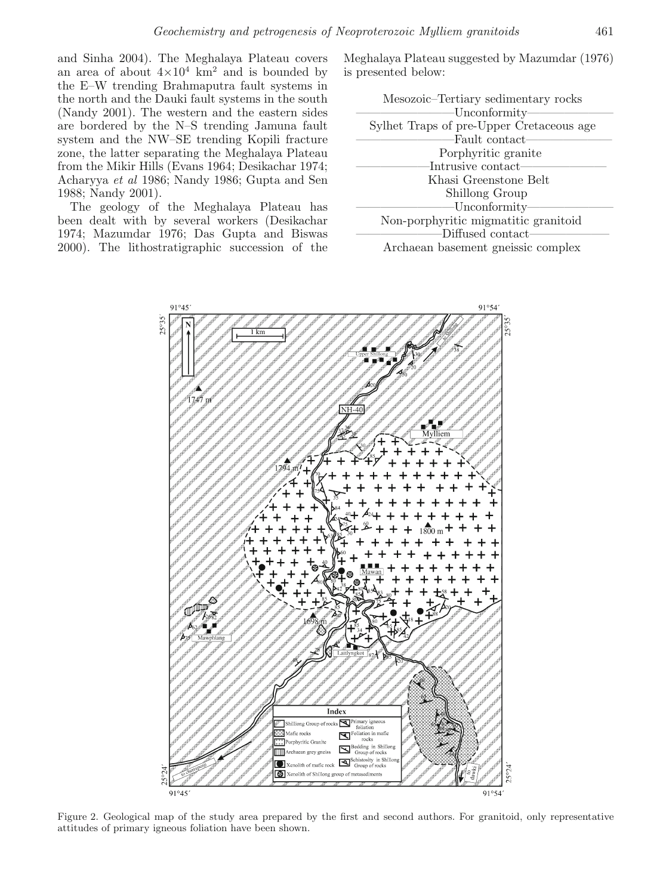and Sinha 2004). The Meghalaya Plateau covers an area of about $4 \times 10^4$ km$^2$ and is bounded by the E–W trending Brahmaputra fault systems in the north and the Dauki fault systems in the south (Nandy 2001). The western and the eastern sides are bordered by the N–S trending Jamuna fault system and the NW–SE trending Kopili fracture zone, the latter separating the Meghalaya Plateau from the Mikir Hills (Evans 1964; Desikachar 1974; Acharyya *et al* 1986; Nandy 1986; Gupta and Sen 1988; Nandy 2001).

The geology of the Meghalaya Plateau has been dealt with by several workers (Desikachar 1974; Mazumdar 1976; Das Gupta and Biswas 2000). The lithostratigraphic succession of the Meghalaya Plateau suggested by Mazumdar (1976) is presented below:

Mesozoic–Tertiary sedimentary rocks
——————Unconformity——————
Sylhet Traps of pre-Upper Cretaceous age
——————Fault contact——————
Porphyritic granite
——————Intrusive contact——————
Khasi Greenstone Belt
Shillong Group
——————Unconformity——————
Non-porphyritic migmatitic granitoid
——————Diffused contact——————
Archaean basement gneissic complex

Figure 2. Geological map of the study area prepared by the first and second authors. For granitoid, only representative attitudes of primary igneous foliation have been shown.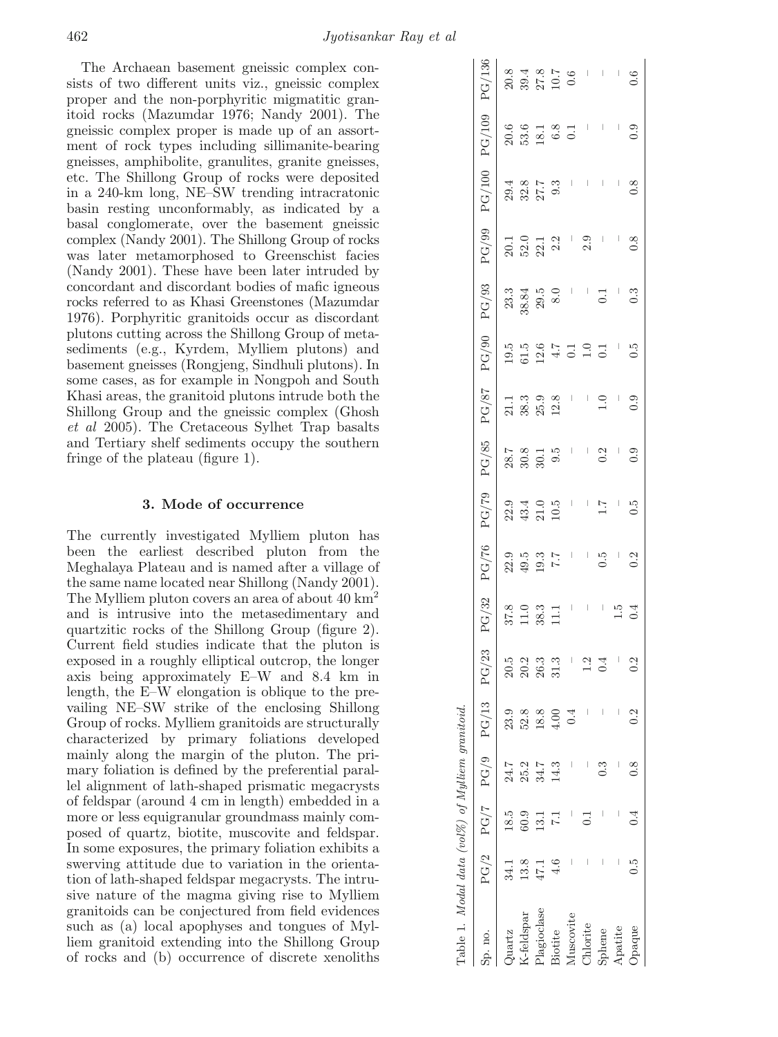The Archaean basement gneissic complex consists of two different units viz., gneissic complex proper and the non-porphyritic migmatitic granitoid rocks (Mazumdar 1976; Nandy 2001). The gneissic complex proper is made up of an assortment of rock types including sillimanite-bearing gneisses, amphibolite, granulites, granite gneisses, etc. The Shillong Group of rocks were deposited in a 240-km long, NE–SW trending intracratonic basin resting unconformably, as indicated by a basal conglomerate, over the basement gneissic complex (Nandy 2001). The Shillong Group of rocks was later metamorphosed to Greenschist facies (Nandy 2001). These have been later intruded by concordant and discordant bodies of mafic igneous rocks referred to as Khasi Greenstones (Mazumdar 1976). Porphyritic granitoids occur as discordant plutons cutting across the Shillong Group of metasediments (e.g., Kyrdem, Mylliem plutons) and basement gneisses (Rongjeng, Sindhuli plutons). In some cases, as for example in Nongpoh and South Khasi areas, the granitoid plutons intrude both the Shillong Group and the gneissic complex (Ghosh *et al* 2005). The Cretaceous Sylhet Trap basalts and Tertiary shelf sediments occupy the southern fringe of the plateau (figure 1).

## 3. Mode of occurrence

The currently investigated Mylliem pluton has been the earliest described pluton from the Meghalaya Plateau and is named after a village of the same name located near Shillong (Nandy 2001). The Mylliem pluton covers an area of about 40 $km^2$ and is intrusive into the metasedimentary and quartzitic rocks of the Shillong Group (figure 2). Current field studies indicate that the pluton is exposed in a roughly elliptical outcrop, the longer axis being approximately E–W and 8.4 km in length, the E–W elongation is oblique to the prevailing NE–SW strike of the enclosing Shillong Group of rocks. Mylliem granitoids are structurally characterized by primary foliations developed mainly along the margin of the pluton. The primary foliation is defined by the preferential parallel alignment of lath-shaped prismatic megacrysts of feldspar (around 4 cm in length) embedded in a more or less equigranular groundmass mainly composed of quartz, biotite, muscovite and feldspar. In some exposures, the primary foliation exhibits a swerving attitude due to variation in the orientation of lath-shaped feldspar megacrysts. The intrusive nature of the magma giving rise to Mylliem granitoids can be conjectured from field evidences such as (a) local apophyses and tongues of Mylliem granitoid extending into the Shillong Group of rocks and (b) occurrence of discrete xenoliths

Table 1. *Modal data (vol%) of Mylliem granitoid.*

| Sp. no. | PG/2 | PG/7 | PG/9 | PG/13 | PG/23 | PG/32 | PG/76 | PG/79 | PG/85 | PG/87 | PG/90 | PG/93 | PG/99 | PG/100 | PG/109 | PG/136 |
|---|---|---|---|---|---|---|---|---|---|---|---|---|---|---|---|---|
| Quartz | 34.1 | 18.5 | 24.7 | 23.9 | 20.5 | 37.8 | 22.9 | 22.9 | 28.7 | 21.1 | 19.5 | 23.3 | 20.1 | 29.4 | 20.6 | 20.8 |
| K-feldspar | 13.8 | 60.9 | 25.2 | 52.8 | 20.2 | 11.0 | 49.5 | 43.4 | 30.8 | 38.3 | 61.5 | 38.84 | 52.0 | 32.8 | 53.6 | 39.4 |
| Plagioclase | 47.1 | 13.1 | 34.7 | 18.8 | 26.3 | 38.3 | 19.3 | 21.0 | 30.1 | 25.9 | 12.6 | 29.5 | 22.1 | 27.7 | 18.1 | 27.8 |
| Biotite | 4.6 | 7.1 | 14.3 | 4.00 | 31.3 | 11.1 | 7.7 | 10.5 | 9.5 | 12.8 | 4.7 | 8.0 | 2.2 | 9.3 | 6.8 | 10.7 |
| Muscovite | – | – | – | 0.4 | – | – | – | – | – | – | 0.1 | – | – | – | 0.1 | 0.6 |
| Chlorite | – | 0.1 | – | – | 1.2 | – | – | – | – | – | 1.0 | – | 2.9 | – | – | – |
| Sphene | – | – | 0.3 | – | 0.4 | – | 0.5 | 1.7 | 0.2 | 1.0 | 0.1 | 0.1 | – | – | – | – |
| Apatite | – | – | – | – | – | 1.5 | – | – | – | – | – | – | – | – | – | – |
| Opaque | 0.5 | 0.4 | 0.8 | 0.2 | 0.2 | 0.4 | 0.2 | 0.5 | 0.9 | 0.9 | 0.5 | 0.3 | 0.8 | 0.8 | 0.9 | 0.6 |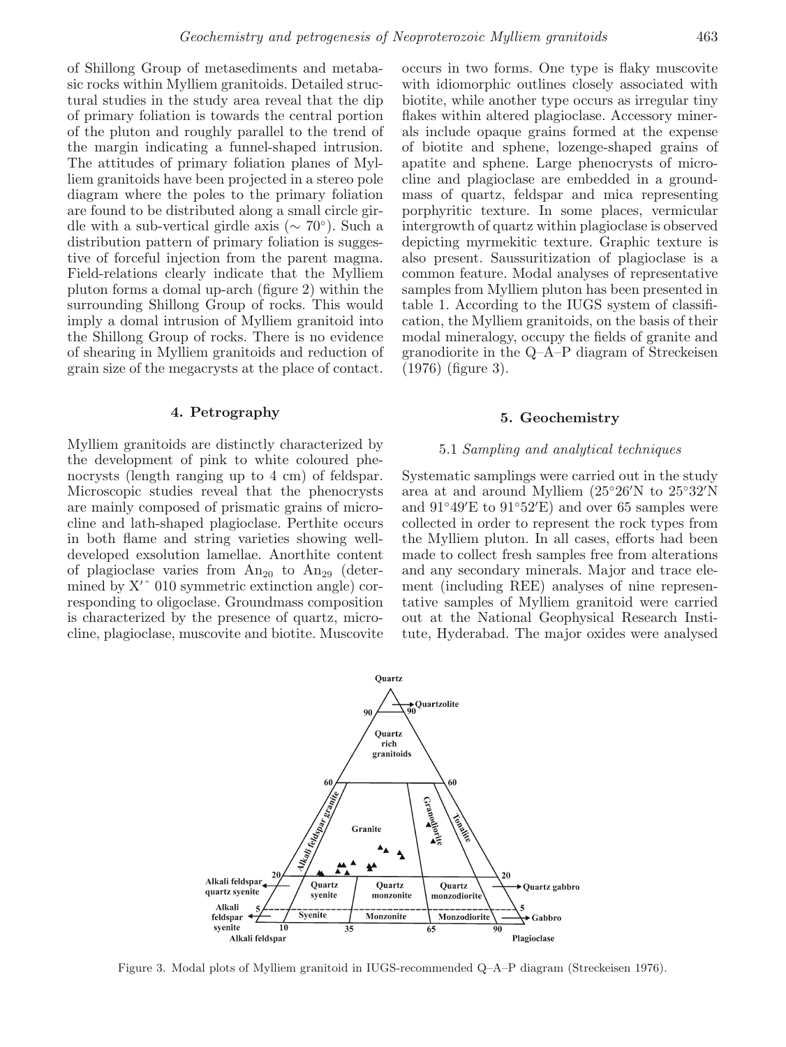of Shillong Group of metasediments and metabasic rocks within Mylliem granitoids. Detailed structural studies in the study area reveal that the dip of primary foliation is towards the central portion of the pluton and roughly parallel to the trend of the margin indicating a funnel-shaped intrusion. The attitudes of primary foliation planes of Mylliem granitoids have been projected in a stereo pole diagram where the poles to the primary foliation are found to be distributed along a small circle girdle with a sub-vertical girdle axis ($\sim 70°$). Such a distribution pattern of primary foliation is suggestive of forceful injection from the parent magma. Field-relations clearly indicate that the Mylliem pluton forms a domal up-arch (figure 2) within the surrounding Shillong Group of rocks. This would imply a domal intrusion of Mylliem granitoid into the Shillong Group of rocks. There is no evidence of shearing in Mylliem granitoids and reduction of grain size of the megacrysts at the place of contact.

## 4. Petrography

Mylliem granitoids are distinctly characterized by the development of pink to white coloured phenocrysts (length ranging up to 4 cm) of feldspar. Microscopic studies reveal that the phenocrysts are mainly composed of prismatic grains of microcline and lath-shaped plagioclase. Perthite occurs in both flame and string varieties showing well-developed exsolution lamellae. Anorthite content of plagioclase varies from $An_{20}$ to $An_{29}$ (determined by X′ˆ 010 symmetric extinction angle) corresponding to oligoclase. Groundmass composition is characterized by the presence of quartz, microcline, plagioclase, muscovite and biotite. Muscovite occurs in two forms. One type is flaky muscovite with idiomorphic outlines closely associated with biotite, while another type occurs as irregular tiny flakes within altered plagioclase. Accessory minerals include opaque grains formed at the expense of biotite and sphene, lozenge-shaped grains of apatite and sphene. Large phenocrysts of microcline and plagioclase are embedded in a groundmass of quartz, feldspar and mica representing porphyritic texture. In some places, vermicular intergrowth of quartz within plagioclase is observed depicting myrmekitic texture. Graphic texture is also present. Saussuritization of plagioclase is a common feature. Modal analyses of representative samples from Mylliem pluton has been presented in table 1. According to the IUGS system of classification, the Mylliem granitoids, on the basis of their modal mineralogy, occupy the fields of granite and granodiorite in the Q–A–P diagram of Streckeisen (1976) (figure 3).

## 5. Geochemistry

### 5.1 *Sampling and analytical techniques*

Systematic samplings were carried out in the study area at and around Mylliem (25°26′N to 25°32′N and 91°49′E to 91°52′E) and over 65 samples were collected in order to represent the rock types from the Mylliem pluton. In all cases, efforts had been made to collect fresh samples free from alterations and any secondary minerals. Major and trace element (including REE) analyses of nine representative samples of Mylliem granitoid were carried out at the National Geophysical Research Institute, Hyderabad. The major oxides were analysed

Figure 3. Modal plots of Mylliem granitoid in IUGS-recommended Q–A–P diagram (Streckeisen 1976).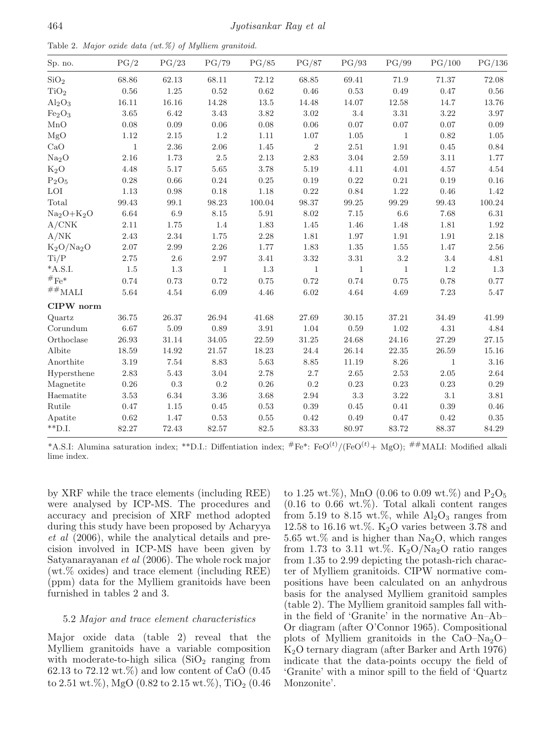Table 2. *Major oxide data (wt.%) of Mylliem granitoid.*

| Sp. no. | PG/2 | PG/23 | PG/79 | PG/85 | PG/87 | PG/93 | PG/99 | PG/100 | PG/136 |
|---|---|---|---|---|---|---|---|---|---|
| $SiO_2$ | 68.86 | 62.13 | 68.11 | 72.12 | 68.85 | 69.41 | 71.9 | 71.37 | 72.08 |
| $TiO_2$ | 0.56 | 1.25 | 0.52 | 0.62 | 0.46 | 0.53 | 0.49 | 0.47 | 0.56 |
| $Al_2O_3$ | 16.11 | 16.16 | 14.28 | 13.5 | 14.48 | 14.07 | 12.58 | 14.7 | 13.76 |
| $Fe_2O_3$ | 3.65 | 6.42 | 3.43 | 3.82 | 3.02 | 3.4 | 3.31 | 3.22 | 3.97 |
| MnO | 0.08 | 0.09 | 0.06 | 0.08 | 0.06 | 0.07 | 0.07 | 0.07 | 0.09 |
| MgO | 1.12 | 2.15 | 1.2 | 1.11 | 1.07 | 1.05 | 1 | 0.82 | 1.05 |
| CaO | 1 | 2.36 | 2.06 | 1.45 | 2 | 2.51 | 1.91 | 0.45 | 0.84 |
| $Na_2O$ | 2.16 | 1.73 | 2.5 | 2.13 | 2.83 | 3.04 | 2.59 | 3.11 | 1.77 |
| $K_2O$ | 4.48 | 5.17 | 5.65 | 3.78 | 5.19 | 4.11 | 4.01 | 4.57 | 4.54 |
| $P_2O_5$ | 0.28 | 0.66 | 0.24 | 0.25 | 0.19 | 0.22 | 0.21 | 0.19 | 0.16 |
| LOI | 1.13 | 0.98 | 0.18 | 1.18 | 0.22 | 0.84 | 1.22 | 0.46 | 1.42 |
| Total | 99.43 | 99.1 | 98.23 | 100.04 | 98.37 | 99.25 | 99.29 | 99.43 | 100.24 |
| $Na_2O+K_2O$ | 6.64 | 6.9 | 8.15 | 5.91 | 8.02 | 7.15 | 6.6 | 7.68 | 6.31 |
| A/CNK | 2.11 | 1.75 | 1.4 | 1.83 | 1.45 | 1.46 | 1.48 | 1.81 | 1.92 |
| A/NK | 2.43 | 2.34 | 1.75 | 2.28 | 1.81 | 1.97 | 1.91 | 1.91 | 2.18 |
| $K_2O/Na_2O$ | 2.07 | 2.99 | 2.26 | 1.77 | 1.83 | 1.35 | 1.55 | 1.47 | 2.56 |
| Ti/P | 2.75 | 2.6 | 2.97 | 3.41 | 3.32 | 3.31 | 3.2 | 3.4 | 4.81 |
| *A.S.I. | 1.5 | 1.3 | 1 | 1.3 | 1 | 1 | 1 | 1.2 | 1.3 |
| #Fe* | 0.74 | 0.73 | 0.72 | 0.75 | 0.72 | 0.74 | 0.75 | 0.78 | 0.77 |
| ##MALI | 5.64 | 4.54 | 6.09 | 4.46 | 6.02 | 4.64 | 4.69 | 7.23 | 5.47 |
| **CIPW norm** | | | | | | | | | |
| Quartz | 36.75 | 26.37 | 26.94 | 41.68 | 27.69 | 30.15 | 37.21 | 34.49 | 41.99 |
| Corundum | 6.67 | 5.09 | 0.89 | 3.91 | 1.04 | 0.59 | 1.02 | 4.31 | 4.84 |
| Orthoclase | 26.93 | 31.14 | 34.05 | 22.59 | 31.25 | 24.68 | 24.16 | 27.29 | 27.15 |
| Albite | 18.59 | 14.92 | 21.57 | 18.23 | 24.4 | 26.14 | 22.35 | 26.59 | 15.16 |
| Anorthite | 3.19 | 7.54 | 8.83 | 5.63 | 8.85 | 11.19 | 8.26 | 1 | 3.16 |
| Hypersthene | 2.83 | 5.43 | 3.04 | 2.78 | 2.7 | 2.65 | 2.53 | 2.05 | 2.64 |
| Magnetite | 0.26 | 0.3 | 0.2 | 0.26 | 0.2 | 0.23 | 0.23 | 0.23 | 0.29 |
| Haematite | 3.53 | 6.34 | 3.36 | 3.68 | 2.94 | 3.3 | 3.22 | 3.1 | 3.81 |
| Rutile | 0.47 | 1.15 | 0.45 | 0.53 | 0.39 | 0.45 | 0.41 | 0.39 | 0.46 |
| Apatite | 0.62 | 1.47 | 0.53 | 0.55 | 0.42 | 0.49 | 0.47 | 0.42 | 0.35 |
| **D.I. | 82.27 | 72.43 | 82.57 | 82.5 | 83.33 | 80.97 | 83.72 | 88.37 | 84.29 |

*A.S.I: Alumina saturation index; **D.I.: Diffentiation index; #Fe*: $FeO^{(t)}/(FeO^{(t)} + MgO)$; ##MALI: Modified alkali lime index.

by XRF while the trace elements (including REE) were analysed by ICP-MS. The procedures and accuracy and precision of XRF method adopted during this study have been proposed by Acharyya *et al* (2006), while the analytical details and precision involved in ICP-MS have been given by Satyanarayanan *et al* (2006). The whole rock major (wt.% oxides) and trace element (including REE) (ppm) data for the Mylliem granitoids have been furnished in tables 2 and 3.

### 5.2 *Major and trace element characteristics*

Major oxide data (table 2) reveal that the Mylliem granitoids have a variable composition with moderate-to-high silica ($SiO_2$ ranging from 62.13 to 72.12 wt.%) and low content of CaO (0.45 to 2.51 wt.%), MgO (0.82 to 2.15 wt.%), $TiO_2$ (0.46 to 1.25 wt.%), MnO (0.06 to 0.09 wt.%) and $P_2O_5$ (0.16 to 0.66 wt.%). Total alkali content ranges from 5.19 to 8.15 wt.%, while $Al_2O_3$ ranges from 12.58 to 16.16 wt.%. $K_2O$ varies between 3.78 and 5.65 wt.% and is higher than $Na_2O$, which ranges from 1.73 to 3.11 wt.%. $K_2O/Na_2O$ ratio ranges from 1.35 to 2.99 depicting the potash-rich character of Mylliem granitoids. CIPW normative compositions have been calculated on an anhydrous basis for the analysed Mylliem granitoid samples (table 2). The Mylliem granitoid samples fall within the field of 'Granite' in the normative An–Ab–Or diagram (after O'Connor 1965). Compositional plots of Mylliem granitoids in the CaO–$Na_2O$–$K_2O$ ternary diagram (after Barker and Arth 1976) indicate that the data-points occupy the field of 'Granite' with a minor spill to the field of 'Quartz Monzonite'.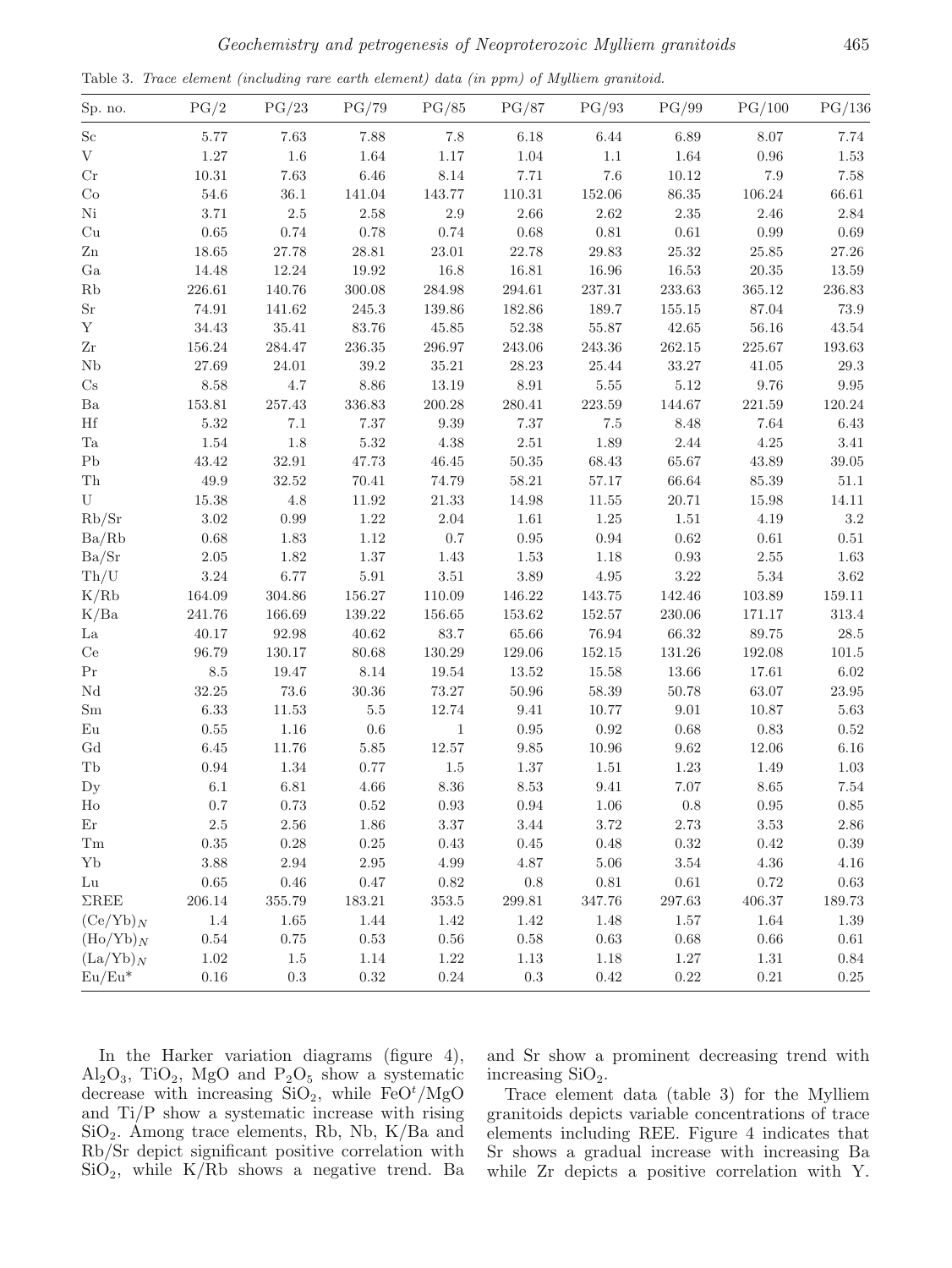Table 3. *Trace element (including rare earth element) data (in ppm) of Mylliem granitoid.*

| Sp. no. | PG/2 | PG/23 | PG/79 | PG/85 | PG/87 | PG/93 | PG/99 | PG/100 | PG/136 |
|---|---|---|---|---|---|---|---|---|---|
| Sc | 5.77 | 7.63 | 7.88 | 7.8 | 6.18 | 6.44 | 6.89 | 8.07 | 7.74 |
| V | 1.27 | 1.6 | 1.64 | 1.17 | 1.04 | 1.1 | 1.64 | 0.96 | 1.53 |
| Cr | 10.31 | 7.63 | 6.46 | 8.14 | 7.71 | 7.6 | 10.12 | 7.9 | 7.58 |
| Co | 54.6 | 36.1 | 141.04 | 143.77 | 110.31 | 152.06 | 86.35 | 106.24 | 66.61 |
| Ni | 3.71 | 2.5 | 2.58 | 2.9 | 2.66 | 2.62 | 2.35 | 2.46 | 2.84 |
| Cu | 0.65 | 0.74 | 0.78 | 0.74 | 0.68 | 0.81 | 0.61 | 0.99 | 0.69 |
| Zn | 18.65 | 27.78 | 28.81 | 23.01 | 22.78 | 29.83 | 25.32 | 25.85 | 27.26 |
| Ga | 14.48 | 12.24 | 19.92 | 16.8 | 16.81 | 16.96 | 16.53 | 20.35 | 13.59 |
| Rb | 226.61 | 140.76 | 300.08 | 284.98 | 294.61 | 237.31 | 233.63 | 365.12 | 236.83 |
| Sr | 74.91 | 141.62 | 245.3 | 139.86 | 182.86 | 189.7 | 155.15 | 87.04 | 73.9 |
| Y | 34.43 | 35.41 | 83.76 | 45.85 | 52.38 | 55.87 | 42.65 | 56.16 | 43.54 |
| Zr | 156.24 | 284.47 | 236.35 | 296.97 | 243.06 | 243.36 | 262.15 | 225.67 | 193.63 |
| Nb | 27.69 | 24.01 | 39.2 | 35.21 | 28.23 | 25.44 | 33.27 | 41.05 | 29.3 |
| Cs | 8.58 | 4.7 | 8.86 | 13.19 | 8.91 | 5.55 | 5.12 | 9.76 | 9.95 |
| Ba | 153.81 | 257.43 | 336.83 | 200.28 | 280.41 | 223.59 | 144.67 | 221.59 | 120.24 |
| Hf | 5.32 | 7.1 | 7.37 | 9.39 | 7.37 | 7.5 | 8.48 | 7.64 | 6.43 |
| Ta | 1.54 | 1.8 | 5.32 | 4.38 | 2.51 | 1.89 | 2.44 | 4.25 | 3.41 |
| Pb | 43.42 | 32.91 | 47.73 | 46.45 | 50.35 | 68.43 | 65.67 | 43.89 | 39.05 |
| Th | 49.9 | 32.52 | 70.41 | 74.79 | 58.21 | 57.17 | 66.64 | 85.39 | 51.1 |
| U | 15.38 | 4.8 | 11.92 | 21.33 | 14.98 | 11.55 | 20.71 | 15.98 | 14.11 |
| Rb/Sr | 3.02 | 0.99 | 1.22 | 2.04 | 1.61 | 1.25 | 1.51 | 4.19 | 3.2 |
| Ba/Rb | 0.68 | 1.83 | 1.12 | 0.7 | 0.95 | 0.94 | 0.62 | 0.61 | 0.51 |
| Ba/Sr | 2.05 | 1.82 | 1.37 | 1.43 | 1.53 | 1.18 | 0.93 | 2.55 | 1.63 |
| Th/U | 3.24 | 6.77 | 5.91 | 3.51 | 3.89 | 4.95 | 3.22 | 5.34 | 3.62 |
| K/Rb | 164.09 | 304.86 | 156.27 | 110.09 | 146.22 | 143.75 | 142.46 | 103.89 | 159.11 |
| K/Ba | 241.76 | 166.69 | 139.22 | 156.65 | 153.62 | 152.57 | 230.06 | 171.17 | 313.4 |
| La | 40.17 | 92.98 | 40.62 | 83.7 | 65.66 | 76.94 | 66.32 | 89.75 | 28.5 |
| Ce | 96.79 | 130.17 | 80.68 | 130.29 | 129.06 | 152.15 | 131.26 | 192.08 | 101.5 |
| Pr | 8.5 | 19.47 | 8.14 | 19.54 | 13.52 | 15.58 | 13.66 | 17.61 | 6.02 |
| Nd | 32.25 | 73.6 | 30.36 | 73.27 | 50.96 | 58.39 | 50.78 | 63.07 | 23.95 |
| Sm | 6.33 | 11.53 | 5.5 | 12.74 | 9.41 | 10.77 | 9.01 | 10.87 | 5.63 |
| Eu | 0.55 | 1.16 | 0.6 | 1 | 0.95 | 0.92 | 0.68 | 0.83 | 0.52 |
| Gd | 6.45 | 11.76 | 5.85 | 12.57 | 9.85 | 10.96 | 9.62 | 12.06 | 6.16 |
| Tb | 0.94 | 1.34 | 0.77 | 1.5 | 1.37 | 1.51 | 1.23 | 1.49 | 1.03 |
| Dy | 6.1 | 6.81 | 4.66 | 8.36 | 8.53 | 9.41 | 7.07 | 8.65 | 7.54 |
| Ho | 0.7 | 0.73 | 0.52 | 0.93 | 0.94 | 1.06 | 0.8 | 0.95 | 0.85 |
| Er | 2.5 | 2.56 | 1.86 | 3.37 | 3.44 | 3.72 | 2.73 | 3.53 | 2.86 |
| Tm | 0.35 | 0.28 | 0.25 | 0.43 | 0.45 | 0.48 | 0.32 | 0.42 | 0.39 |
| Yb | 3.88 | 2.94 | 2.95 | 4.99 | 4.87 | 5.06 | 3.54 | 4.36 | 4.16 |
| Lu | 0.65 | 0.46 | 0.47 | 0.82 | 0.8 | 0.81 | 0.61 | 0.72 | 0.63 |
| ΣREE | 206.14 | 355.79 | 183.21 | 353.5 | 299.81 | 347.76 | 297.63 | 406.37 | 189.73 |
| $(Ce/Yb)_N$ | 1.4 | 1.65 | 1.44 | 1.42 | 1.42 | 1.48 | 1.57 | 1.64 | 1.39 |
| $(Ho/Yb)_N$ | 0.54 | 0.75 | 0.53 | 0.56 | 0.58 | 0.63 | 0.68 | 0.66 | 0.61 |
| $(La/Yb)_N$ | 1.02 | 1.5 | 1.14 | 1.22 | 1.13 | 1.18 | 1.27 | 1.31 | 0.84 |
| Eu/Eu* | 0.16 | 0.3 | 0.32 | 0.24 | 0.3 | 0.42 | 0.22 | 0.21 | 0.25 |

In the Harker variation diagrams (figure 4), $Al_2O_3$, $TiO_2$, MgO and $P_2O_5$ show a systematic decrease with increasing $SiO_2$, while $FeO^t/MgO$ and Ti/P show a systematic increase with rising $SiO_2$. Among trace elements, Rb, Nb, K/Ba and Rb/Sr depict significant positive correlation with $SiO_2$, while K/Rb shows a negative trend. Ba and Sr show a prominent decreasing trend with increasing $SiO_2$.

Trace element data (table 3) for the Mylliem granitoids depicts variable concentrations of trace elements including REE. Figure 4 indicates that Sr shows a gradual increase with increasing Ba while Zr depicts a positive correlation with Y.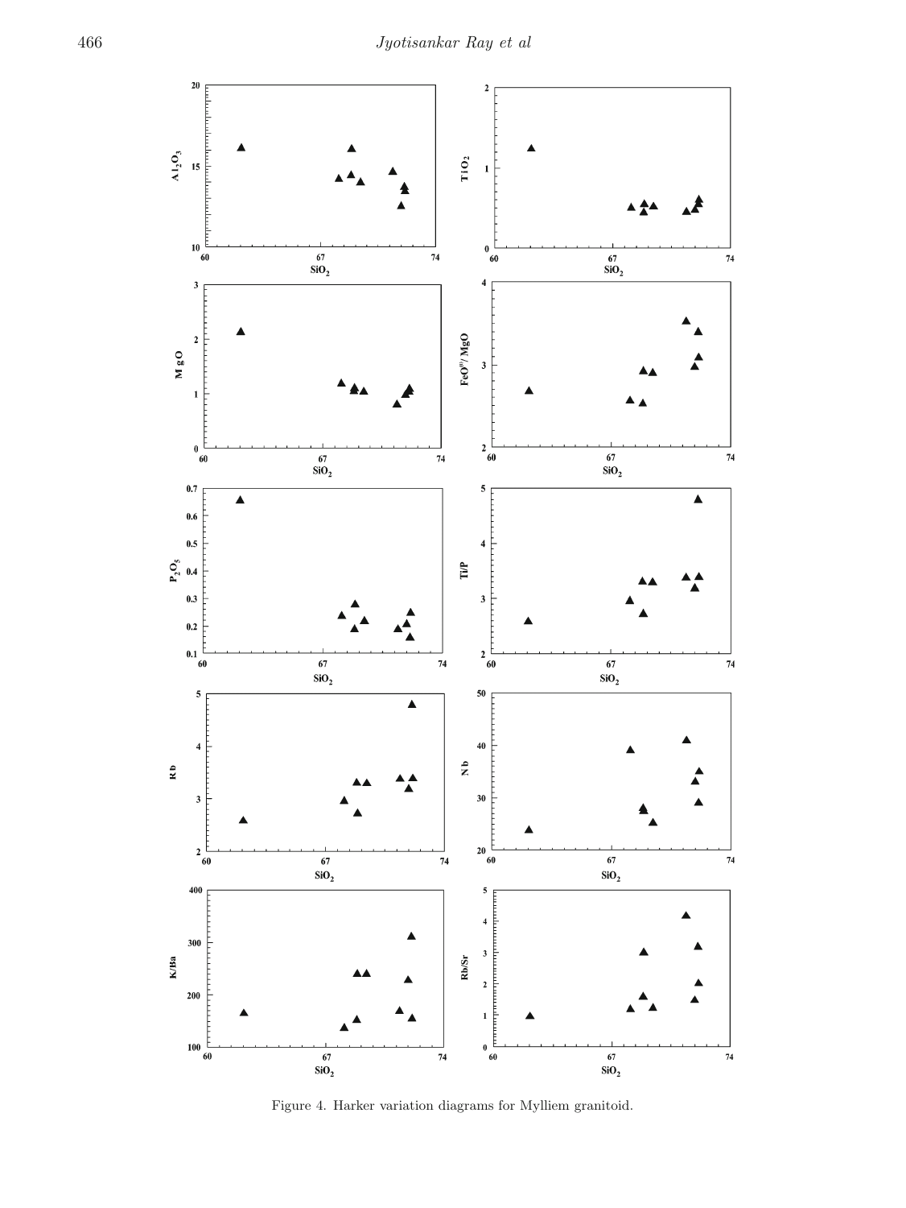Figure 4. Harker variation diagrams for Mylliem granitoid.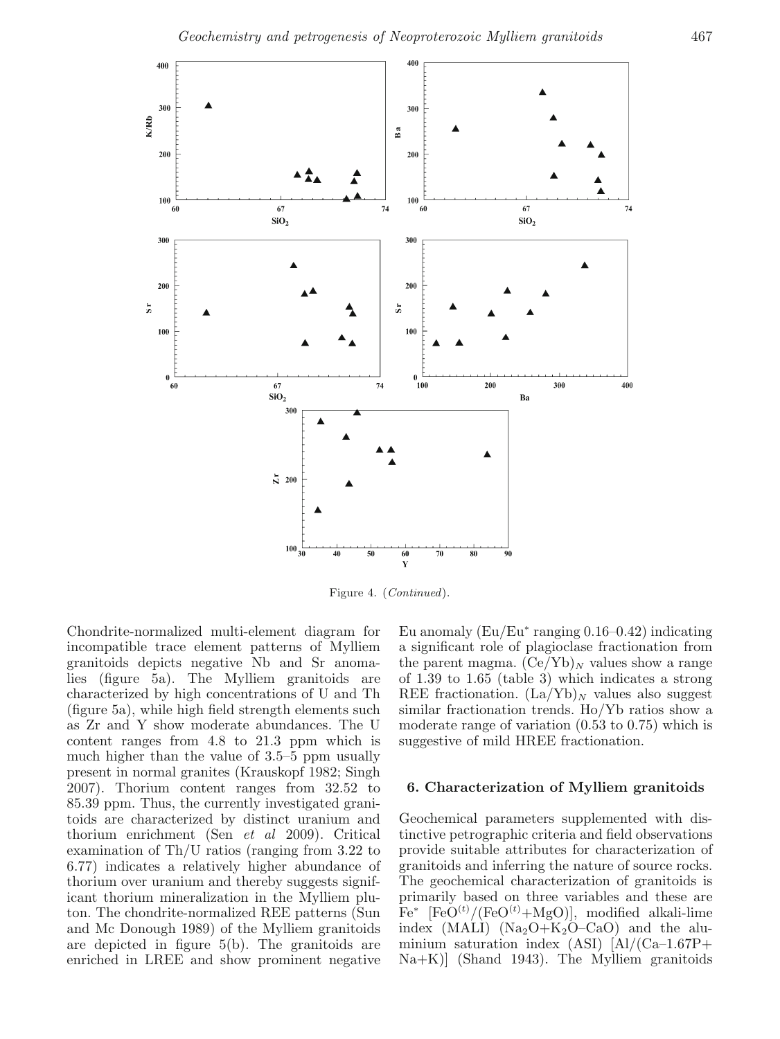Figure 4. (*Continued*).

Chondrite-normalized multi-element diagram for incompatible trace element patterns of Mylliem granitoids depicts negative Nb and Sr anomalies (figure 5a). The Mylliem granitoids are characterized by high concentrations of U and Th (figure 5a), while high field strength elements such as Zr and Y show moderate abundances. The U content ranges from 4.8 to 21.3 ppm which is much higher than the value of 3.5–5 ppm usually present in normal granites (Krauskopf 1982; Singh 2007). Thorium content ranges from 32.52 to 85.39 ppm. Thus, the currently investigated granitoids are characterized by distinct uranium and thorium enrichment (Sen *et al* 2009). Critical examination of Th/U ratios (ranging from 3.22 to 6.77) indicates a relatively higher abundance of thorium over uranium and thereby suggests significant thorium mineralization in the Mylliem pluton. The chondrite-normalized REE patterns (Sun and Mc Donough 1989) of the Mylliem granitoids are depicted in figure 5(b). The granitoids are enriched in LREE and show prominent negative Eu anomaly (Eu/Eu* ranging 0.16–0.42) indicating a significant role of plagioclase fractionation from the parent magma. $(Ce/Yb)_N$ values show a range of 1.39 to 1.65 (table 3) which indicates a strong REE fractionation. $(La/Yb)_N$ values also suggest similar fractionation trends. Ho/Yb ratios show a moderate range of variation (0.53 to 0.75) which is suggestive of mild HREE fractionation.

## 6. Characterization of Mylliem granitoids

Geochemical parameters supplemented with distinctive petrographic criteria and field observations provide suitable attributes for characterization of granitoids and inferring the nature of source rocks. The geochemical characterization of granitoids is primarily based on three variables and these are $Fe^*$ $[FeO^{(t)}/(FeO^{(t)}+MgO)]$, modified alkali-lime index (MALI) ($Na_2O+K_2O–CaO$) and the aluminium saturation index (ASI) $[Al/(Ca–1.67P+Na+K)]$ (Shand 1943). The Mylliem granitoids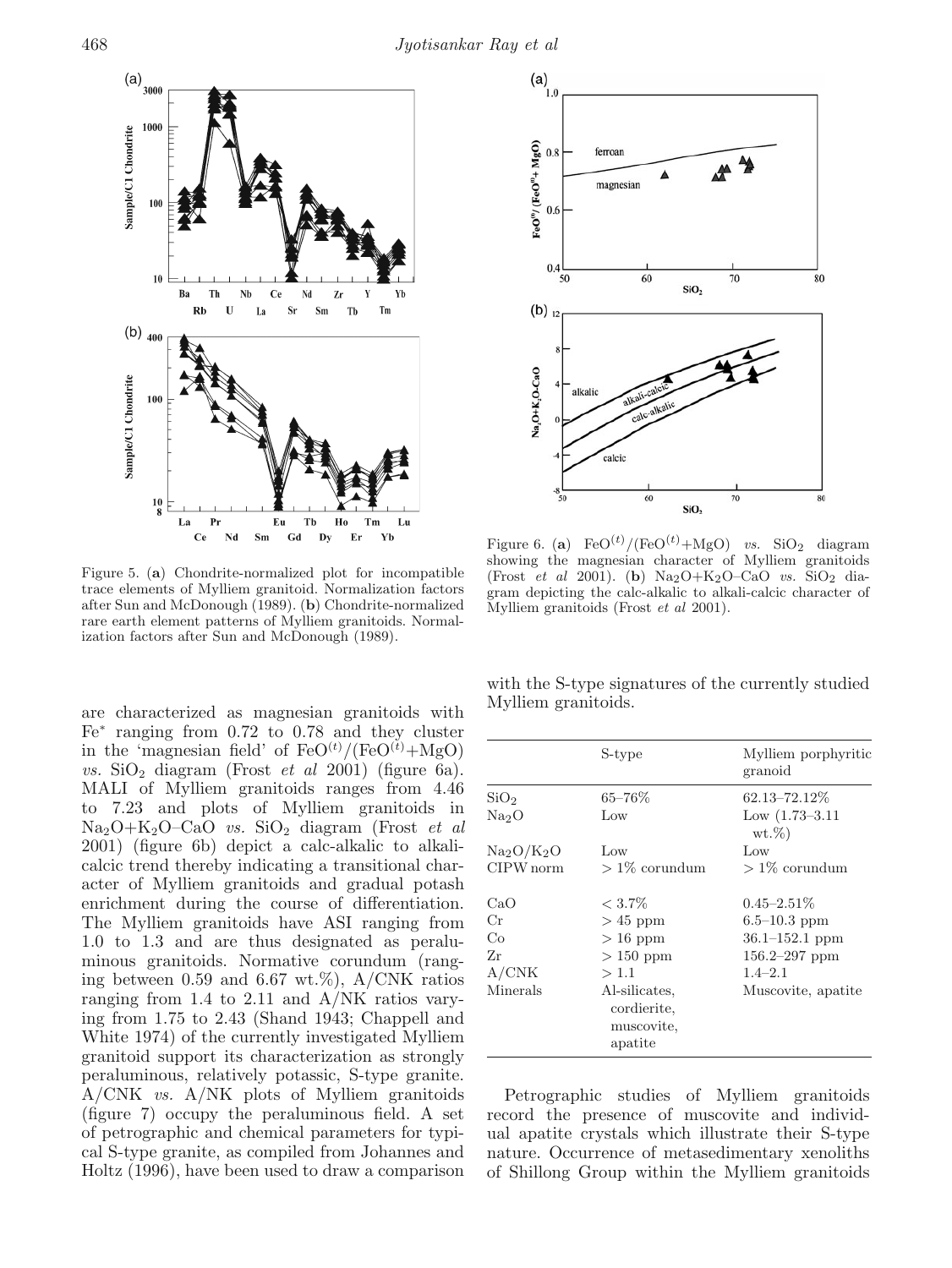Figure 5. (**a**) Chondrite-normalized plot for incompatible trace elements of Mylliem granitoid. Normalization factors after Sun and McDonough (1989). (**b**) Chondrite-normalized rare earth element patterns of Mylliem granitoids. Normalization factors after Sun and McDonough (1989).

Figure 6. (**a**) $FeO^{(t)}/(FeO^{(t)}+MgO)$ *vs.* $SiO_2$ diagram showing the magnesian character of Mylliem granitoids (Frost *et al* 2001). (**b**) $Na_2O+K_2O–CaO$ *vs.* $SiO_2$ diagram depicting the calc-alkalic to alkali-calcic character of Mylliem granitoids (Frost *et al* 2001).

are characterized as magnesian granitoids with $Fe^*$ ranging from 0.72 to 0.78 and they cluster in the 'magnesian field' of $FeO^{(t)}/(FeO^{(t)}+MgO)$ *vs.* $SiO_2$ diagram (Frost *et al* 2001) (figure 6a). MALI of Mylliem granitoids ranges from 4.46 to 7.23 and plots of Mylliem granitoids in $Na_2O+K_2O–CaO$ *vs.* $SiO_2$ diagram (Frost *et al* 2001) (figure 6b) depict a calc-alkalic to alkali-calcic trend thereby indicating a transitional character of Mylliem granitoids and gradual potash enrichment during the course of differentiation. The Mylliem granitoids have ASI ranging from 1.0 to 1.3 and are thus designated as peraluminous granitoids. Normative corundum (ranging between 0.59 and 6.67 wt.%), A/CNK ratios ranging from 1.4 to 2.11 and A/NK ratios varying from 1.75 to 2.43 (Shand 1943; Chappell and White 1974) of the currently investigated Mylliem granitoid support its characterization as strongly peraluminous, relatively potassic, S-type granite. A/CNK *vs.* A/NK plots of Mylliem granitoids (figure 7) occupy the peraluminous field. A set of petrographic and chemical parameters for typical S-type granite, as compiled from Johannes and Holtz (1996), have been used to draw a comparison with the S-type signatures of the currently studied Mylliem granitoids.

| | S-type | Mylliem porphyritic granoid |
|---|---|---|
| $SiO_2$ | 65–76% | 62.13–72.12% |
| $Na_2O$ | Low | Low (1.73–3.11 wt.%) |
| $Na_2O/K_2O$ | Low | Low |
| CIPW norm | > 1% corundum | > 1% corundum |
| CaO | < 3.7% | 0.45–2.51% |
| Cr | > 45 ppm | 6.5–10.3 ppm |
| Co | > 16 ppm | 36.1–152.1 ppm |
| Zr | > 150 ppm | 156.2–297 ppm |
| A/CNK | > 1.1 | 1.4–2.1 |
| Minerals | Al-silicates, cordierite, muscovite, apatite | Muscovite, apatite |

Petrographic studies of Mylliem granitoids record the presence of muscovite and individual apatite crystals which illustrate their S-type nature. Occurrence of metasedimentary xenoliths of Shillong Group within the Mylliem granitoids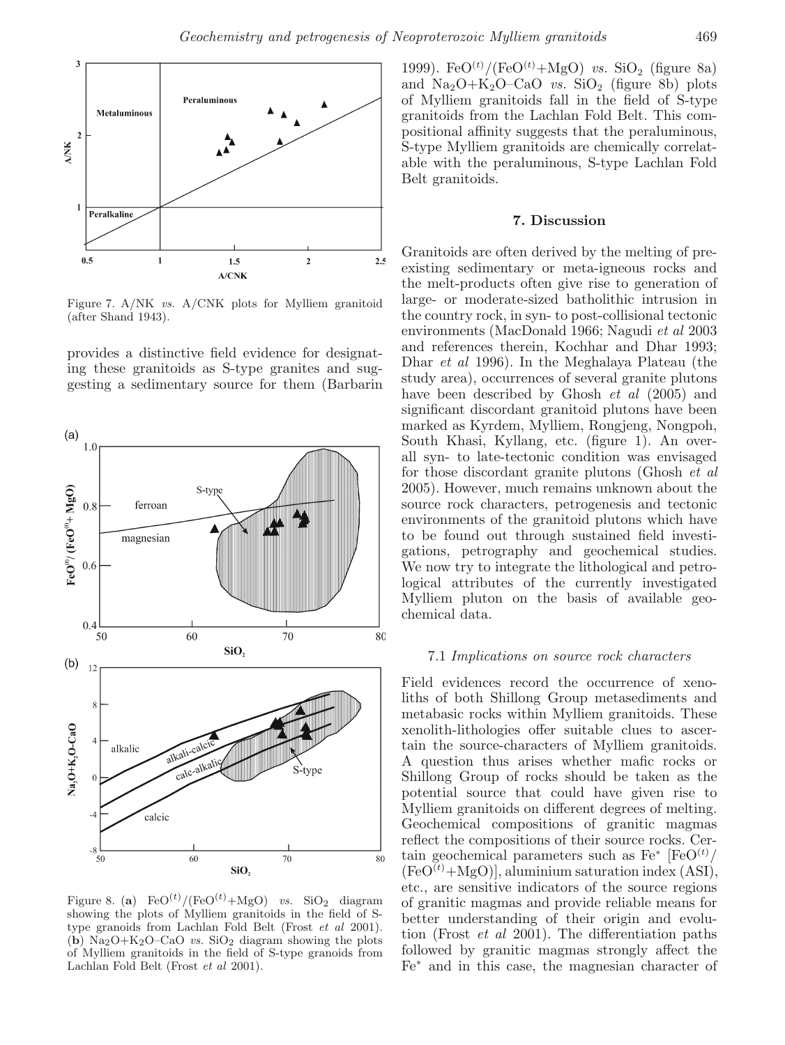Figure 7. A/NK vs. A/CNK plots for Mylliem granitoid (after Shand 1943).

provides a distinctive field evidence for designating these granitoids as S-type granites and suggesting a sedimentary source for them (Barbarin 1999). $FeO^{(t)}/(FeO^{(t)}+MgO)$ *vs.* $SiO_2$ (figure 8a) and $Na_2O+K_2O–CaO$ *vs.* $SiO_2$ (figure 8b) plots of Mylliem granitoids fall in the field of S-type granitoids from the Lachlan Fold Belt. This compositional affinity suggests that the peraluminous, S-type Mylliem granitoids are chemically correlatable with the peraluminous, S-type Lachlan Fold Belt granitoids.

Figure 8. (**a**) $FeO^{(t)}/(FeO^{(t)}+MgO)$ *vs.* $SiO_2$ diagram showing the plots of Mylliem granitoids in the field of S-type granoids from Lachlan Fold Belt (Frost *et al* 2001). (**b**) $Na_2O+K_2O–CaO$ *vs.* $SiO_2$ diagram showing the plots of Mylliem granitoids in the field of S-type granoids from Lachlan Fold Belt (Frost *et al* 2001).

## 7. Discussion

Granitoids are often derived by the melting of pre-existing sedimentary or meta-igneous rocks and the melt-products often give rise to generation of large- or moderate-sized batholithic intrusion in the country rock, in syn- to post-collisional tectonic environments (MacDonald 1966; Nagudi *et al* 2003 and references therein, Kochhar and Dhar 1993; Dhar *et al* 1996). In the Meghalaya Plateau (the study area), occurrences of several granite plutons have been described by Ghosh *et al* (2005) and significant discordant granitoid plutons have been marked as Kyrdem, Mylliem, Rongjeng, Nongpoh, South Khasi, Kyllang, etc. (figure 1). An overall syn- to late-tectonic condition was envisaged for those discordant granite plutons (Ghosh *et al* 2005). However, much remains unknown about the source rock characters, petrogenesis and tectonic environments of the granitoid plutons which have to be found out through sustained field investigations, petrography and geochemical studies. We now try to integrate the lithological and petrological attributes of the currently investigated Mylliem pluton on the basis of available geochemical data.

### 7.1 *Implications on source rock characters*

Field evidences record the occurrence of xenoliths of both Shillong Group metasediments and metabasic rocks within Mylliem granitoids. These xenolith-lithologies offer suitable clues to ascertain the source-characters of Mylliem granitoids. A question thus arises whether mafic rocks or Shillong Group of rocks should be taken as the potential source that could have given rise to Mylliem granitoids on different degrees of melting. Geochemical compositions of granitic magmas reflect the compositions of their source rocks. Certain geochemical parameters such as $Fe^*$ $[FeO^{(t)}/(FeO^{(t)}+MgO)]$, aluminium saturation index (ASI), etc., are sensitive indicators of the source regions of granitic magmas and provide reliable means for better understanding of their origin and evolution (Frost *et al* 2001). The differentiation paths followed by granitic magmas strongly affect the $Fe^*$ and in this case, the magnesian character of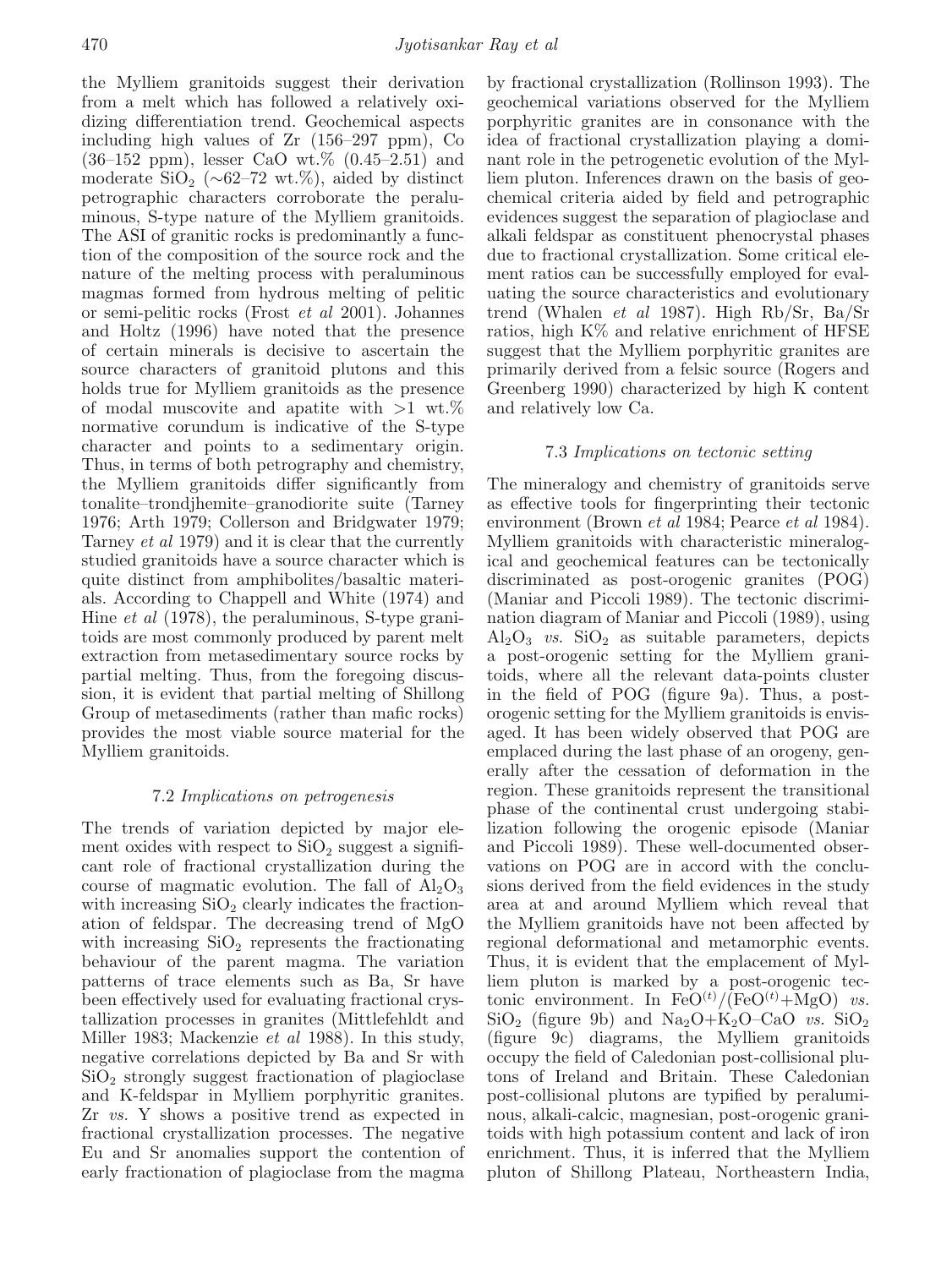the Mylliem granitoids suggest their derivation from a melt which has followed a relatively oxidizing differentiation trend. Geochemical aspects including high values of Zr (156–297 ppm), Co (36–152 ppm), lesser CaO wt.% (0.45–2.51) and moderate $SiO_2$ (∼62–72 wt.%), aided by distinct petrographic characters corroborate the peraluminous, S-type nature of the Mylliem granitoids. The ASI of granitic rocks is predominantly a function of the composition of the source rock and the nature of the melting process with peraluminous magmas formed from hydrous melting of pelitic or semi-pelitic rocks (Frost *et al* 2001). Johannes and Holtz (1996) have noted that the presence of certain minerals is decisive to ascertain the source characters of granitoid plutons and this holds true for Mylliem granitoids as the presence of modal muscovite and apatite with >1 wt.% normative corundum is indicative of the S-type character and points to a sedimentary origin. Thus, in terms of both petrography and chemistry, the Mylliem granitoids differ significantly from tonalite–trondjhemite–granodiorite suite (Tarney 1976; Arth 1979; Collerson and Bridgwater 1979; Tarney *et al* 1979) and it is clear that the currently studied granitoids have a source character which is quite distinct from amphibolites/basaltic materials. According to Chappell and White (1974) and Hine *et al* (1978), the peraluminous, S-type granitoids are most commonly produced by parent melt extraction from metasedimentary source rocks by partial melting. Thus, from the foregoing discussion, it is evident that partial melting of Shillong Group of metasediments (rather than mafic rocks) provides the most viable source material for the Mylliem granitoids.

### 7.2 *Implications on petrogenesis*

The trends of variation depicted by major element oxides with respect to $SiO_2$ suggest a significant role of fractional crystallization during the course of magmatic evolution. The fall of $Al_2O_3$ with increasing $SiO_2$ clearly indicates the fractionation of feldspar. The decreasing trend of MgO with increasing $SiO_2$ represents the fractionating behaviour of the parent magma. The variation patterns of trace elements such as Ba, Sr have been effectively used for evaluating fractional crystallization processes in granites (Mittlefehldt and Miller 1983; Mackenzie *et al* 1988). In this study, negative correlations depicted by Ba and Sr with $SiO_2$ strongly suggest fractionation of plagioclase and K-feldspar in Mylliem porphyritic granites. Zr *vs.* Y shows a positive trend as expected in fractional crystallization processes. The negative Eu and Sr anomalies support the contention of early fractionation of plagioclase from the magma by fractional crystallization (Rollinson 1993). The geochemical variations observed for the Mylliem porphyritic granites are in consonance with the idea of fractional crystallization playing a dominant role in the petrogenetic evolution of the Mylliem pluton. Inferences drawn on the basis of geochemical criteria aided by field and petrographic evidences suggest the separation of plagioclase and alkali feldspar as constituent phenocrystal phases due to fractional crystallization. Some critical element ratios can be successfully employed for evaluating the source characteristics and evolutionary trend (Whalen *et al* 1987). High Rb/Sr, Ba/Sr ratios, high K% and relative enrichment of HFSE suggest that the Mylliem porphyritic granites are primarily derived from a felsic source (Rogers and Greenberg 1990) characterized by high K content and relatively low Ca.

### 7.3 *Implications on tectonic setting*

The mineralogy and chemistry of granitoids serve as effective tools for fingerprinting their tectonic environment (Brown *et al* 1984; Pearce *et al* 1984). Mylliem granitoids with characteristic mineralogical and geochemical features can be tectonically discriminated as post-orogenic granites (POG) (Maniar and Piccoli 1989). The tectonic discrimination diagram of Maniar and Piccoli (1989), using $Al_2O_3$ *vs.* $SiO_2$ as suitable parameters, depicts a post-orogenic setting for the Mylliem granitoids, where all the relevant data-points cluster in the field of POG (figure 9a). Thus, a post-orogenic setting for the Mylliem granitoids is envisaged. It has been widely observed that POG are emplaced during the last phase of an orogeny, generally after the cessation of deformation in the region. These granitoids represent the transitional phase of the continental crust undergoing stabilization following the orogenic episode (Maniar and Piccoli 1989). These well-documented observations on POG are in accord with the conclusions derived from the field evidences in the study area at and around Mylliem which reveal that the Mylliem granitoids have not been affected by regional deformational and metamorphic events. Thus, it is evident that the emplacement of Mylliem pluton is marked by a post-orogenic tectonic environment. In $FeO^{(t)}/(FeO^{(t)}+MgO)$ *vs.* $SiO_2$ (figure 9b) and $Na_2O+K_2O–CaO$ *vs.* $SiO_2$ (figure 9c) diagrams, the Mylliem granitoids occupy the field of Caledonian post-collisional plutons of Ireland and Britain. These Caledonian post-collisional plutons are typified by peraluminous, alkali-calcic, magnesian, post-orogenic granitoids with high potassium content and lack of iron enrichment. Thus, it is inferred that the Mylliem pluton of Shillong Plateau, Northeastern India,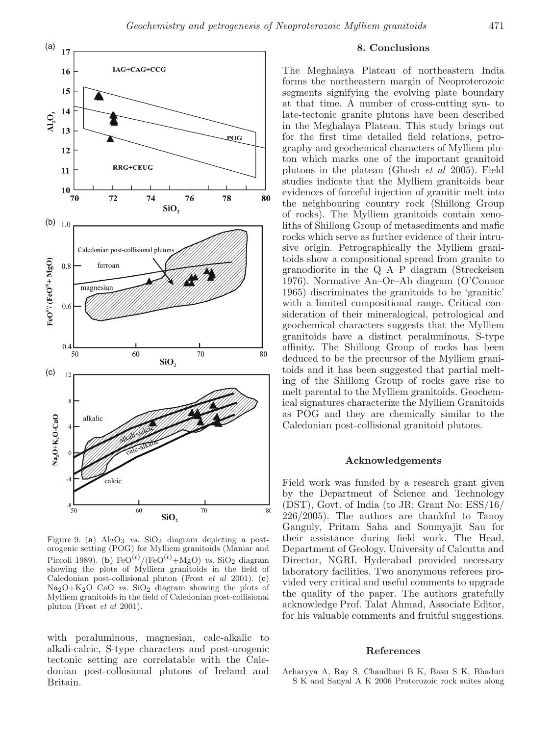(a)

17

16 IAG+CAG+CCG

15

14

$Al_2O_3$

13

12 POG

11 RRG+CEUG

10

70 72 74 76 78 80

$SiO_2$

(b)

1.0

Caledonian post-collisional plutons

ferroan

0.8

magnesian

$FeO^{(t)}/(FeO^{(t)}+MgO)$

0.6

0.4

50 60 70 80

$SiO_2$

(c)

12

8

alkalic

4

alkali-calcic

$Na_2O+K_2O$-CaO

0

calc-alkalic

-4

calcic

-8

50 60 70 80

$SiO_2$

Figure 9. (**a**) $Al_2O_3$ *vs.* $SiO_2$ diagram depicting a post-orogenic setting (POG) for Mylliem granitoids (Maniar and Piccoli 1989). (**b**) $FeO^{(t)}/(FeO^{(t)}+MgO)$ *vs.* $SiO_2$ diagram showing the plots of Mylliem granitoids in the field of Caledonian post-collisional pluton (Frost *et al* 2001). (**c**) $Na_2O+K_2O$–CaO *vs.* $SiO_2$ diagram showing the plots of Mylliem granitoids in the field of Caledonian post-collisional pluton (Frost *et al* 2001).

with peraluminous, magnesian, calc-alkalic to alkali-calcic, S-type characters and post-orogenic tectonic setting are correlatable with the Caledonian post-collosional plutons of Ireland and Britain.

## 8. Conclusions

The Meghalaya Plateau of northeastern India forms the northeastern margin of Neoproterozoic segments signifying the evolving plate boundary at that time. A number of cross-cutting syn- to late-tectonic granite plutons have been described in the Meghalaya Plateau. This study brings out for the first time detailed field relations, petrography and geochemical characters of Mylliem pluton which marks one of the important granitoid plutons in the plateau (Ghosh *et al* 2005). Field studies indicate that the Mylliem granitoids bear evidences of forceful injection of granitic melt into the neighbouring country rock (Shillong Group of rocks). The Mylliem granitoids contain xenoliths of Shillong Group of metasediments and mafic rocks which serve as further evidence of their intrusive origin. Petrographically the Mylliem granitoids show a compositional spread from granite to granodiorite in the Q–A–P diagram (Streckeisen 1976). Normative An–Or–Ab diagram (O'Connor 1965) discriminates the granitoids to be 'granitic' with a limited compositional range. Critical consideration of their mineralogical, petrological and geochemical characters suggests that the Mylliem granitoids have a distinct peraluminous, S-type affinity. The Shillong Group of rocks has been deduced to be the precursor of the Mylliem granitoids and it has been suggested that partial melting of the Shillong Group of rocks gave rise to melt parental to the Mylliem granitoids. Geochemical signatures characterize the Mylliem Granitoids as POG and they are chemically similar to the Caledonian post-collisional granitoid plutons.

## Acknowledgements

Field work was funded by a research grant given by the Department of Science and Technology (DST), Govt. of India (to JR; Grant No: ESS/16/226/2005). The authors are thankful to Tanoy Ganguly, Pritam Saha and Soumyajit Sau for their assistance during field work. The Head, Department of Geology, University of Calcutta and Director, NGRI, Hyderabad provided necessary laboratory facilities. Two anonymous referees provided very critical and useful comments to upgrade the quality of the paper. The authors gratefully acknowledge Prof. Talat Ahmad, Associate Editor, for his valuable comments and fruitful suggestions.

## References

Acharyya A, Ray S, Chaudhuri B K, Basu S K, Bhaduri S K and Sanyal A K 2006 Proterozoic rock suites along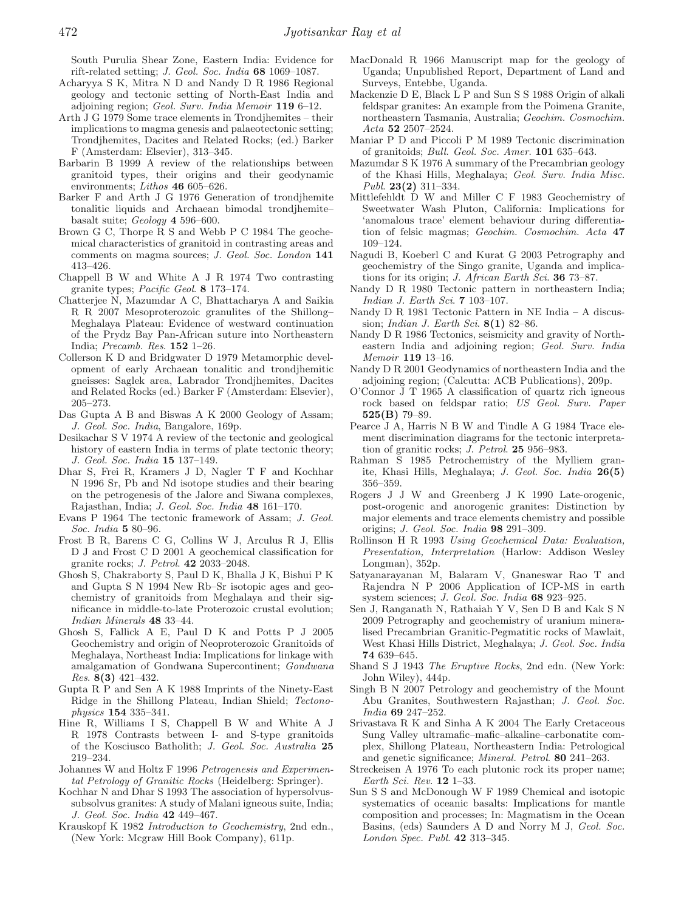South Purulia Shear Zone, Eastern India: Evidence for rift-related setting; *J. Geol. Soc. India* **68** 1069–1087.

Acharyya S K, Mitra N D and Nandy D R 1986 Regional geology and tectonic setting of North-East India and adjoining region; *Geol. Surv. India Memoir* **119** 6–12.

Arth J G 1979 Some trace elements in Trondjhemites – their implications to magma genesis and palaeotectonic setting; Trondjhemites, Dacites and Related Rocks; (ed.) Barker F (Amsterdam: Elsevier), 313–345.

Barbarin B 1999 A review of the relationships between granitoid types, their origins and their geodynamic environments; *Lithos* **46** 605–626.

Barker F and Arth J G 1976 Generation of trondjhemite tonalitic liquids and Archaean bimodal trondjhemite–basalt suite; *Geology* **4** 596–600.

Brown G C, Thorpe R S and Webb P C 1984 The geochemical characteristics of granitoid in contrasting areas and comments on magma sources; *J. Geol. Soc. London* **141** 413–426.

Chappell B W and White A J R 1974 Two contrasting granite types; *Pacific Geol.* **8** 173–174.

Chatterjee N, Mazumdar A C, Bhattacharya A and Saikia R R 2007 Mesoproterozoic granulites of the Shillong–Meghalaya Plateau: Evidence of westward continuation of the Prydz Bay Pan-African suture into Northeastern India; *Precamb. Res.* **152** 1–26.

Collerson K D and Bridgwater D 1979 Metamorphic development of early Archaean tonalitic and trondjhemitic gneisses: Saglek area, Labrador Trondjhemites, Dacites and Related Rocks (ed.) Barker F (Amsterdam: Elsevier), 205–273.

Das Gupta A B and Biswas A K 2000 Geology of Assam; *J. Geol. Soc. India*, Bangalore, 169p.

Desikachar S V 1974 A review of the tectonic and geological history of eastern India in terms of plate tectonic theory; *J. Geol. Soc. India* **15** 137–149.

Dhar S, Frei R, Kramers J D, Nagler T F and Kochhar N 1996 Sr, Pb and Nd isotope studies and their bearing on the petrogenesis of the Jalore and Siwana complexes, Rajasthan, India; *J. Geol. Soc. India* **48** 161–170.

Evans P 1964 The tectonic framework of Assam; *J. Geol. Soc. India* **5** 80–96.

Frost B R, Barens C G, Collins W J, Arculus R J, Ellis D J and Frost C D 2001 A geochemical classification for granite rocks; *J. Petrol.* **42** 2033–2048.

Ghosh S, Chakraborty S, Paul D K, Bhalla J K, Bishui P K and Gupta S N 1994 New Rb–Sr isotopic ages and geochemistry of granitoids from Meghalaya and their significance in middle-to-late Proterozoic crustal evolution; *Indian Minerals* **48** 33–44.

Ghosh S, Fallick A E, Paul D K and Potts P J 2005 Geochemistry and origin of Neoproterozoic Granitoids of Meghalaya, Northeast India: Implications for linkage with amalgamation of Gondwana Supercontinent; *Gondwana Res.* **8(3)** 421–432.

Gupta R P and Sen A K 1988 Imprints of the Ninety-East Ridge in the Shillong Plateau, Indian Shield; *Tectonophysics* **154** 335–341.

Hine R, Williams I S, Chappell B W and White A J R 1978 Contrasts between I- and S-type granitoids of the Kosciusco Batholith; *J. Geol. Soc. Australia* **25** 219–234.

Johannes W and Holtz F 1996 *Petrogenesis and Experimental Petrology of Granitic Rocks* (Heidelberg: Springer).

Kochhar N and Dhar S 1993 The association of hypersolvus-subsolvus granites: A study of Malani igneous suite, India; *J. Geol. Soc. India* **42** 449–467.

Krauskopf K 1982 *Introduction to Geochemistry*, 2nd edn., (New York: Mcgraw Hill Book Company), 611p.

MacDonald R 1966 Manuscript map for the geology of Uganda; Unpublished Report, Department of Land and Surveys, Entebbe, Uganda.

Mackenzie D E, Black L P and Sun S S 1988 Origin of alkali feldspar granites: An example from the Poimena Granite, northeastern Tasmania, Australia; *Geochim. Cosmochim. Acta* **52** 2507–2524.

Maniar P D and Piccoli P M 1989 Tectonic discrimination of granitoids; *Bull. Geol. Soc. Amer.* **101** 635–643.

Mazumdar S K 1976 A summary of the Precambrian geology of the Khasi Hills, Meghalaya; *Geol. Surv. India Misc. Publ.* **23(2)** 311–334.

Mittlefehldt D W and Miller C F 1983 Geochemistry of Sweetwater Wash Pluton, California: Implications for 'anomalous trace' element behaviour during differentiation of felsic magmas; *Geochim. Cosmochim. Acta* **47** 109–124.

Nagudi B, Koeberl C and Kurat G 2003 Petrography and geochemistry of the Singo granite, Uganda and implications for its origin; *J. African Earth Sci.* **36** 73–87.

Nandy D R 1980 Tectonic pattern in northeastern India; *Indian J. Earth Sci.* **7** 103–107.

Nandy D R 1981 Tectonic Pattern in NE India – A discussion; *Indian J. Earth Sci.* **8(1)** 82–86.

Nandy D R 1986 Tectonics, seismicity and gravity of Northeastern India and adjoining region; *Geol. Surv. India Memoir* **119** 13–16.

Nandy D R 2001 Geodynamics of northeastern India and the adjoining region; (Calcutta: ACB Publications), 209p.

O'Connor J T 1965 A classification of quartz rich igneous rock based on feldspar ratio; *US Geol. Surv. Paper* **525(B)** 79–89.

Pearce J A, Harris N B W and Tindle A G 1984 Trace element discrimination diagrams for the tectonic interpretation of granitic rocks; *J. Petrol.* **25** 956–983.

Rahman S 1985 Petrochemistry of the Mylliem granite, Khasi Hills, Meghalaya; *J. Geol. Soc. India* **26(5)** 356–359.

Rogers J J W and Greenberg J K 1990 Late-orogenic, post-orogenic and anorogenic granites: Distinction by major elements and trace elements chemistry and possible origins; *J. Geol. Soc. India* **98** 291–309.

Rollinson H R 1993 *Using Geochemical Data: Evaluation, Presentation, Interpretation* (Harlow: Addison Wesley Longman), 352p.

Satyanarayanan M, Balaram V, Gnaneswar Rao T and Rajendra N P 2006 Application of ICP-MS in earth system sciences; *J. Geol. Soc. India* **68** 923–925.

Sen J, Ranganath N, Rathaiah Y V, Sen D B and Kak S N 2009 Petrography and geochemistry of uranium mineralised Precambrian Granitic-Pegmatitic rocks of Mawlait, West Khasi Hills District, Meghalaya; *J. Geol. Soc. India* **74** 639–645.

Shand S J 1943 *The Eruptive Rocks*, 2nd edn. (New York: John Wiley), 444p.

Singh B N 2007 Petrology and geochemistry of the Mount Abu Granites, Southwestern Rajasthan; *J. Geol. Soc. India* **69** 247–252.

Srivastava R K and Sinha A K 2004 The Early Cretaceous Sung Valley ultramafic–mafic–alkaline–carbonatite complex, Shillong Plateau, Northeastern India: Petrological and genetic significance; *Mineral. Petrol.* **80** 241–263.

Streckeisen A 1976 To each plutonic rock its proper name; *Earth Sci. Rev.* **12** 1–33.

Sun S S and McDonough W F 1989 Chemical and isotopic systematics of oceanic basalts: Implications for mantle composition and processes; In: Magmatism in the Ocean Basins, (eds) Saunders A D and Norry M J, *Geol. Soc. London Spec. Publ.* **42** 313–345.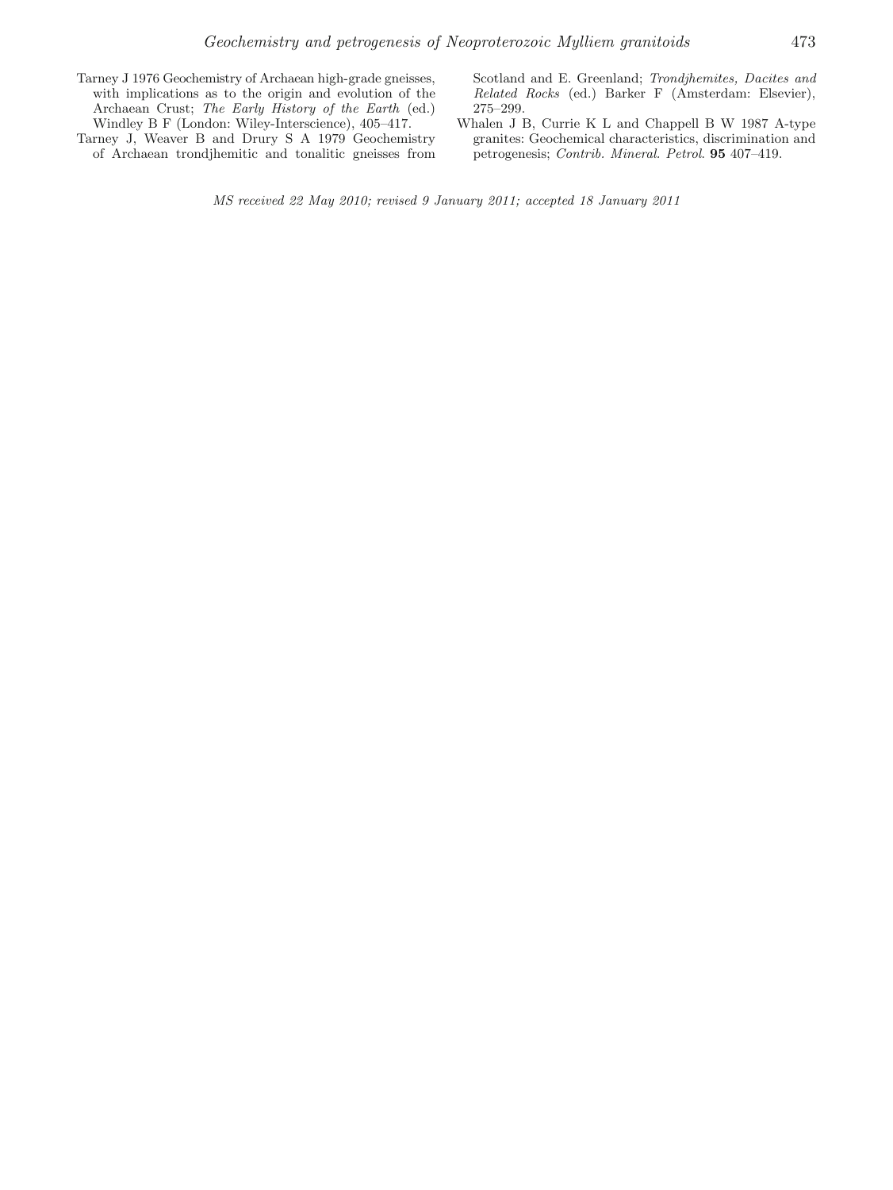Tarney J 1976 Geochemistry of Archaean high-grade gneisses, with implications as to the origin and evolution of the Archaean Crust; *The Early History of the Earth* (ed.) Windley B F (London: Wiley-Interscience), 405–417.

Tarney J, Weaver B and Drury S A 1979 Geochemistry of Archaean trondjhemitic and tonalitic gneisses from Scotland and E. Greenland; *Trondjhemites, Dacites and Related Rocks* (ed.) Barker F (Amsterdam: Elsevier), 275–299.

Whalen J B, Currie K L and Chappell B W 1987 A-type granites: Geochemical characteristics, discrimination and petrogenesis; *Contrib. Mineral. Petrol.* **95** 407–419.

*MS received 22 May 2010; revised 9 January 2011; accepted 18 January 2011*